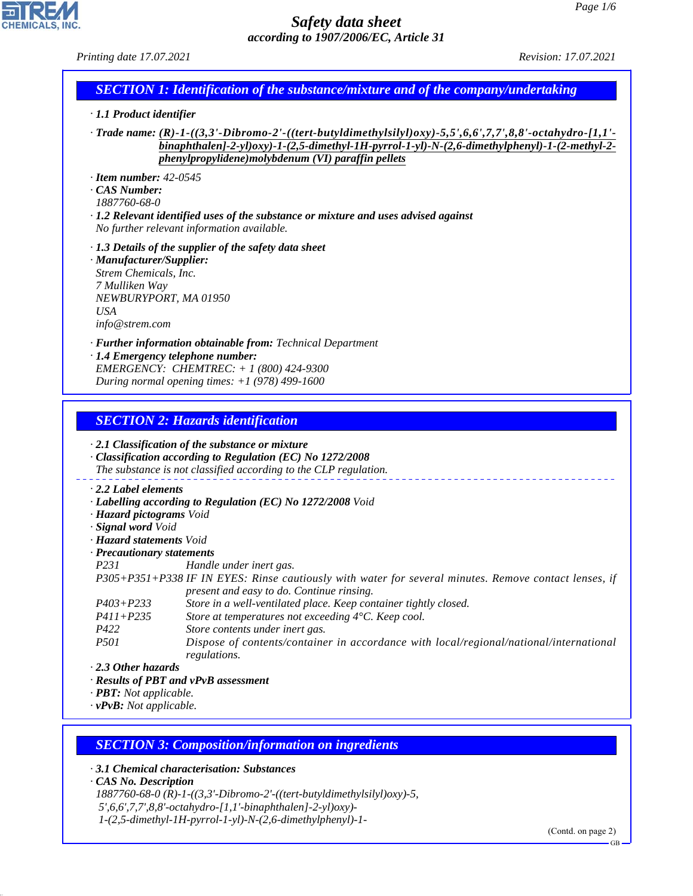# Safety data sheet

*according to 1907/2006/EC, Article 31*

Printing date 17.07.2021 Revision: 17.07.2021

## SECTION 1: Identification of the substance/mixture and of the company/undertaking

· **1.1 Product identifier**

· **Trade name: (R)-1-((3,3'-Dibromo-2'-((tert-butyldimethylsilyl)oxy)-5,5',6,6',7,7',8,8'-octahydro-[1,1'-binaphthalen]-2-yl)oxy)-1-(2,5-dimethyl-1H-pyrrol-1-yl)-N-(2,6-dimethylphenyl)-1-(2-methyl-2-phenylpropylidene)molybdenum (VI) paraffin pellets**

· **Item number:** 42-0545
· **CAS Number:**
1887760-68-0
· **1.2 Relevant identified uses of the substance or mixture and uses advised against**
No further relevant information available.

· **1.3 Details of the supplier of the safety data sheet**
· **Manufacturer/Supplier:**
Strem Chemicals, Inc.
7 Mulliken Way
NEWBURYPORT, MA 01950
USA
info@strem.com

· **Further information obtainable from:** Technical Department
· **1.4 Emergency telephone number:**
EMERGENCY: CHEMTREC: + 1 (800) 424-9300
During normal opening times: +1 (978) 499-1600

## SECTION 2: Hazards identification

· **2.1 Classification of the substance or mixture**
· **Classification according to Regulation (EC) No 1272/2008**
The substance is not classified according to the CLP regulation.

· **2.2 Label elements**
· **Labelling according to Regulation (EC) No 1272/2008** Void
· **Hazard pictograms** Void
· **Signal word** Void
· **Hazard statements** Void
· **Precautionary statements**

| | |
|---|---|
| P231 | Handle under inert gas. |
| P305+P351+P338 | IF IN EYES: Rinse cautiously with water for several minutes. Remove contact lenses, if present and easy to do. Continue rinsing. |
| P403+P233 | Store in a well-ventilated place. Keep container tightly closed. |
| P411+P235 | Store at temperatures not exceeding 4°C. Keep cool. |
| P422 | Store contents under inert gas. |
| P501 | Dispose of contents/container in accordance with local/regional/national/international regulations. |

· **2.3 Other hazards**
· **Results of PBT and vPvB assessment**
· **PBT:** Not applicable.
· **vPvB:** Not applicable.

## SECTION 3: Composition/information on ingredients

· **3.1 Chemical characterisation: Substances**
· **CAS No. Description**
1887760-68-0 (R)-1-((3,3'-Dibromo-2'-((tert-butyldimethylsilyl)oxy)-5,5',6,6',7,7',8,8'-octahydro-[1,1'-binaphthalen]-2-yl)oxy)-1-(2,5-dimethyl-1H-pyrrol-1-yl)-N-(2,6-dimethylphenyl)-1-

(Contd. on page 2)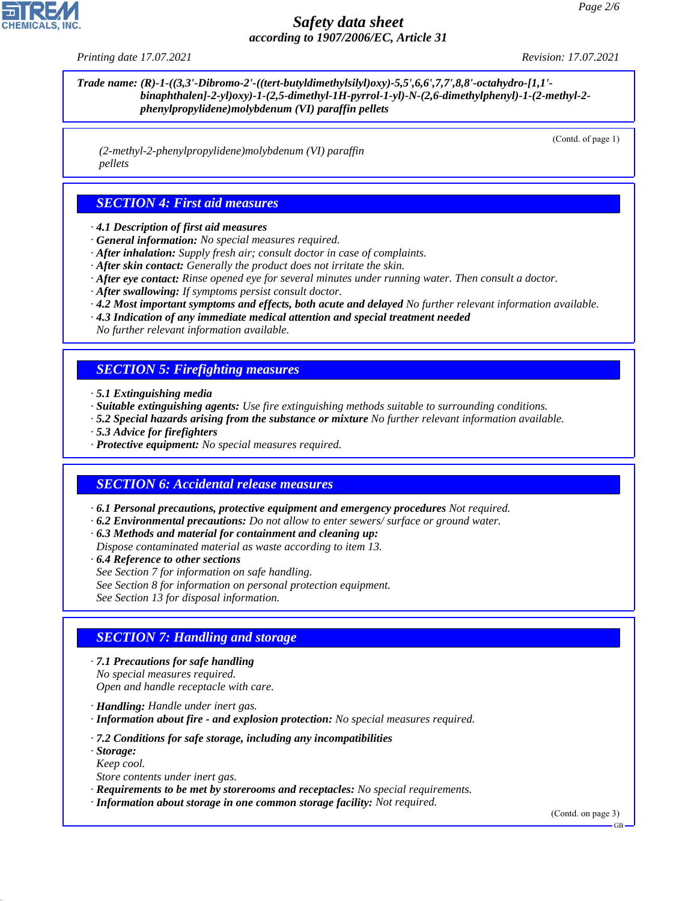**Trade name: (R)-1-((3,3'-Dibromo-2'-((tert-butyldimethylsilyl)oxy)-5,5',6,6',7,7',8,8'-octahydro-[1,1'-binaphthalen]-2-yl)oxy)-1-(2,5-dimethyl-1H-pyrrol-1-yl)-N-(2,6-dimethylphenyl)-1-(2-methyl-2-phenylpropylidene)molybdenum (VI) paraffin pellets**

(Contd. of page 1)

(2-methyl-2-phenylpropylidene)molybdenum (VI) paraffin pellets

## SECTION 4: First aid measures

- **4.1 Description of first aid measures**
- **General information:** No special measures required.
- **After inhalation:** Supply fresh air; consult doctor in case of complaints.
- **After skin contact:** Generally the product does not irritate the skin.
- **After eye contact:** Rinse opened eye for several minutes under running water. Then consult a doctor.
- **After swallowing:** If symptoms persist consult doctor.
- **4.2 Most important symptoms and effects, both acute and delayed** No further relevant information available.
- **4.3 Indication of any immediate medical attention and special treatment needed**
  No further relevant information available.

## SECTION 5: Firefighting measures

- **5.1 Extinguishing media**
- **Suitable extinguishing agents:** Use fire extinguishing methods suitable to surrounding conditions.
- **5.2 Special hazards arising from the substance or mixture** No further relevant information available.
- **5.3 Advice for firefighters**
- **Protective equipment:** No special measures required.

## SECTION 6: Accidental release measures

- **6.1 Personal precautions, protective equipment and emergency procedures** Not required.
- **6.2 Environmental precautions:** Do not allow to enter sewers/ surface or ground water.
- **6.3 Methods and material for containment and cleaning up:**
  Dispose contaminated material as waste according to item 13.
- **6.4 Reference to other sections**
  See Section 7 for information on safe handling.
  See Section 8 for information on personal protection equipment.
  See Section 13 for disposal information.

## SECTION 7: Handling and storage

- **7.1 Precautions for safe handling**
  No special measures required.
  Open and handle receptacle with care.
- **Handling:** Handle under inert gas.
- **Information about fire - and explosion protection:** No special measures required.
- **7.2 Conditions for safe storage, including any incompatibilities**
- **Storage:**
  Keep cool.
  Store contents under inert gas.
- **Requirements to be met by storerooms and receptacles:** No special requirements.
- **Information about storage in one common storage facility:** Not required.

(Contd. on page 3)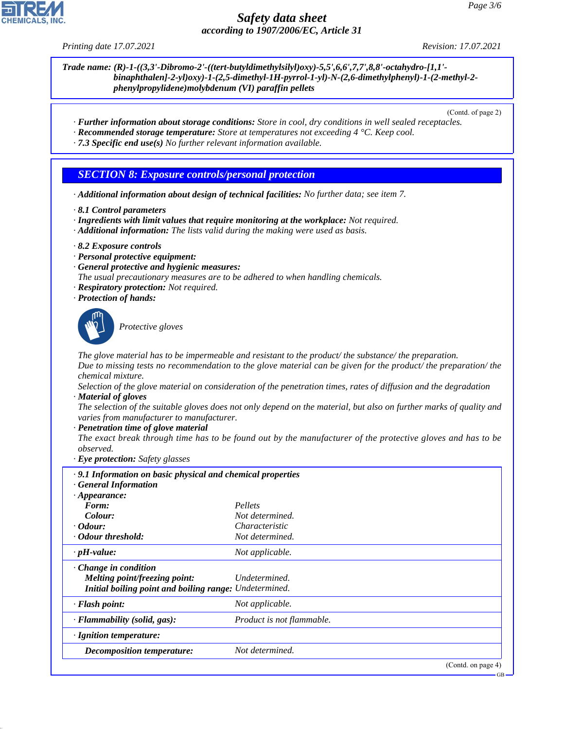**Trade name:** *(R)-1-((3,3'-Dibromo-2'-((tert-butyldimethylsilyl)oxy)-5,5',6,6',7,7',8,8'-octahydro-[1,1'-binaphthalen]-2-yl)oxy)-1-(2,5-dimethyl-1H-pyrrol-1-yl)-N-(2,6-dimethylphenyl)-1-(2-methyl-2-phenylpropylidene)molybdenum (VI) paraffin pellets*

(Contd. of page 2)

· **Further information about storage conditions:** Store in cool, dry conditions in well sealed receptacles.
· **Recommended storage temperature:** Store at temperatures not exceeding 4 °C. Keep cool.
· **7.3 Specific end use(s)** No further relevant information available.

## SECTION 8: Exposure controls/personal protection

· **Additional information about design of technical facilities:** No further data; see item 7.

· **8.1 Control parameters**
· **Ingredients with limit values that require monitoring at the workplace:** Not required.
· **Additional information:** The lists valid during the making were used as basis.

· **8.2 Exposure controls**
· **Personal protective equipment:**
· **General protective and hygienic measures:**
The usual precautionary measures are to be adhered to when handling chemicals.
· **Respiratory protection:** Not required.
· **Protection of hands:**

Protective gloves

The glove material has to be impermeable and resistant to the product/ the substance/ the preparation.
Due to missing tests no recommendation to the glove material can be given for the product/ the preparation/ the chemical mixture.
Selection of the glove material on consideration of the penetration times, rates of diffusion and the degradation
· **Material of gloves**
The selection of the suitable gloves does not only depend on the material, but also on further marks of quality and varies from manufacturer to manufacturer.
· **Penetration time of glove material**
The exact break through time has to be found out by the manufacturer of the protective gloves and has to be observed.
· **Eye protection:** Safety glasses

| · **9.1 Information on basic physical and chemical properties** | |
|---|---|
| · **General Information** | |
| · **Appearance:** | |
| **Form:** | Pellets |
| **Colour:** | Not determined. |
| · **Odour:** | Characteristic |
| · **Odour threshold:** | Not determined. |
| · **pH-value:** | Not applicable. |
| · **Change in condition** | |
| **Melting point/freezing point:** | Undetermined. |
| **Initial boiling point and boiling range:** | Undetermined. |
| · **Flash point:** | Not applicable. |
| · **Flammability (solid, gas):** | Product is not flammable. |
| · **Ignition temperature:** | |
| **Decomposition temperature:** | Not determined. |

(Contd. on page 4)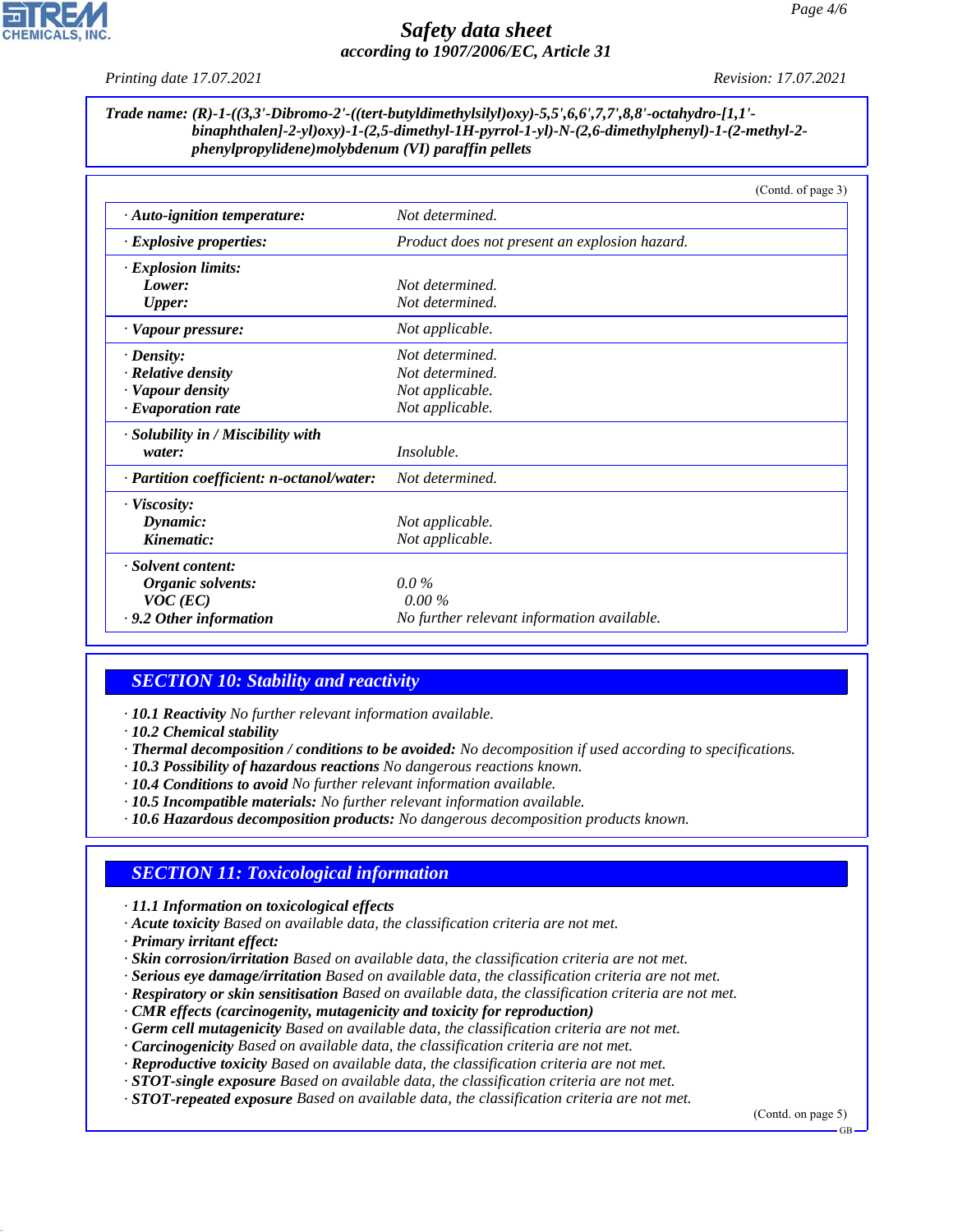**Trade name:** *(R)-1-((3,3'-Dibromo-2'-((tert-butyldimethylsilyl)oxy)-5,5',6,6',7,7',8,8'-octahydro-[1,1'-binaphthalen]-2-yl)oxy)-1-(2,5-dimethyl-1H-pyrrol-1-yl)-N-(2,6-dimethylphenyl)-1-(2-methyl-2-phenylpropylidene)molybdenum (VI) paraffin pellets*

(Contd. of page 3)

| | |
|---|---|
| · **Auto-ignition temperature:** | Not determined. |
| · **Explosive properties:** | Product does not present an explosion hazard. |
| · **Explosion limits:** | |
| **Lower:** | Not determined. |
| **Upper:** | Not determined. |
| · **Vapour pressure:** | Not applicable. |
| · **Density:** | Not determined. |
| · **Relative density** | Not determined. |
| · **Vapour density** | Not applicable. |
| · **Evaporation rate** | Not applicable. |
| · **Solubility in / Miscibility with water:** | Insoluble. |
| · **Partition coefficient: n-octanol/water:** | Not determined. |
| · **Viscosity:** | |
| **Dynamic:** | Not applicable. |
| **Kinematic:** | Not applicable. |
| · **Solvent content:** | |
| **Organic solvents:** | 0.0 % |
| **VOC (EC)** | 0.00 % |
| · **9.2 Other information** | No further relevant information available. |

## SECTION 10: Stability and reactivity

· **10.1 Reactivity** No further relevant information available.
· **10.2 Chemical stability**
· **Thermal decomposition / conditions to be avoided:** No decomposition if used according to specifications.
· **10.3 Possibility of hazardous reactions** No dangerous reactions known.
· **10.4 Conditions to avoid** No further relevant information available.
· **10.5 Incompatible materials:** No further relevant information available.
· **10.6 Hazardous decomposition products:** No dangerous decomposition products known.

## SECTION 11: Toxicological information

· **11.1 Information on toxicological effects**
· **Acute toxicity** Based on available data, the classification criteria are not met.
· **Primary irritant effect:**
· **Skin corrosion/irritation** Based on available data, the classification criteria are not met.
· **Serious eye damage/irritation** Based on available data, the classification criteria are not met.
· **Respiratory or skin sensitisation** Based on available data, the classification criteria are not met.
· **CMR effects (carcinogenity, mutagenicity and toxicity for reproduction)**
· **Germ cell mutagenicity** Based on available data, the classification criteria are not met.
· **Carcinogenicity** Based on available data, the classification criteria are not met.
· **Reproductive toxicity** Based on available data, the classification criteria are not met.
· **STOT-single exposure** Based on available data, the classification criteria are not met.
· **STOT-repeated exposure** Based on available data, the classification criteria are not met.

(Contd. on page 5)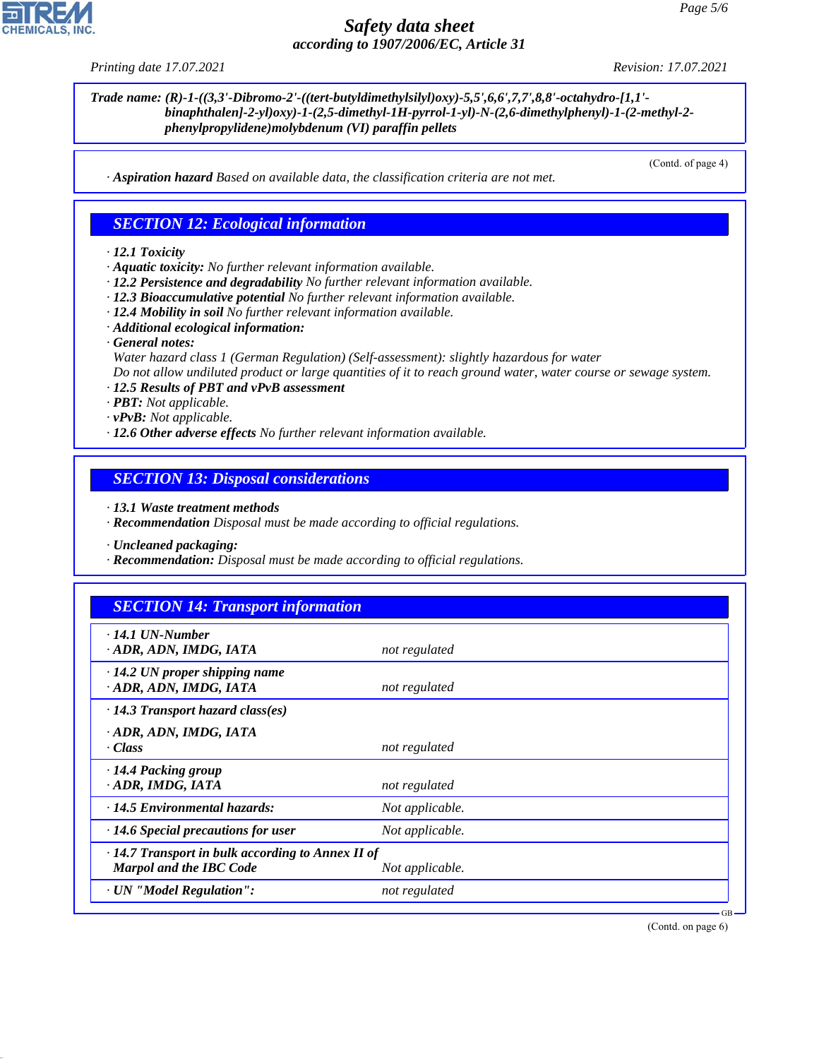**Trade name: (R)-1-((3,3'-Dibromo-2'-((tert-butyldimethylsilyl)oxy)-5,5',6,6',7,7',8,8'-octahydro-[1,1'-binaphthalen]-2-yl)oxy)-1-(2,5-dimethyl-1H-pyrrol-1-yl)-N-(2,6-dimethylphenyl)-1-(2-methyl-2-phenylpropylidene)molybdenum (VI) paraffin pellets**

(Contd. of page 4)

· **Aspiration hazard** Based on available data, the classification criteria are not met.

## SECTION 12: Ecological information

· **12.1 Toxicity**
· **Aquatic toxicity:** No further relevant information available.
· **12.2 Persistence and degradability** No further relevant information available.
· **12.3 Bioaccumulative potential** No further relevant information available.
· **12.4 Mobility in soil** No further relevant information available.
· **Additional ecological information:**
· **General notes:**
Water hazard class 1 (German Regulation) (Self-assessment): slightly hazardous for water
Do not allow undiluted product or large quantities of it to reach ground water, water course or sewage system.
· **12.5 Results of PBT and vPvB assessment**
· **PBT:** Not applicable.
· **vPvB:** Not applicable.
· **12.6 Other adverse effects** No further relevant information available.

## SECTION 13: Disposal considerations

· **13.1 Waste treatment methods**
· **Recommendation** Disposal must be made according to official regulations.

· **Uncleaned packaging:**
· **Recommendation:** Disposal must be made according to official regulations.

## SECTION 14: Transport information

| | |
|---|---|
| · **14.1 UN-Number**<br>· **ADR, ADN, IMDG, IATA** | not regulated |
| · **14.2 UN proper shipping name**<br>· **ADR, ADN, IMDG, IATA** | not regulated |
| · **14.3 Transport hazard class(es)**<br>· **ADR, ADN, IMDG, IATA**<br>· **Class** | not regulated |
| · **14.4 Packing group**<br>· **ADR, IMDG, IATA** | not regulated |
| · **14.5 Environmental hazards:** | Not applicable. |
| · **14.6 Special precautions for user** | Not applicable. |
| · **14.7 Transport in bulk according to Annex II of Marpol and the IBC Code** | Not applicable. |
| · **UN "Model Regulation":** | not regulated |

(Contd. on page 6)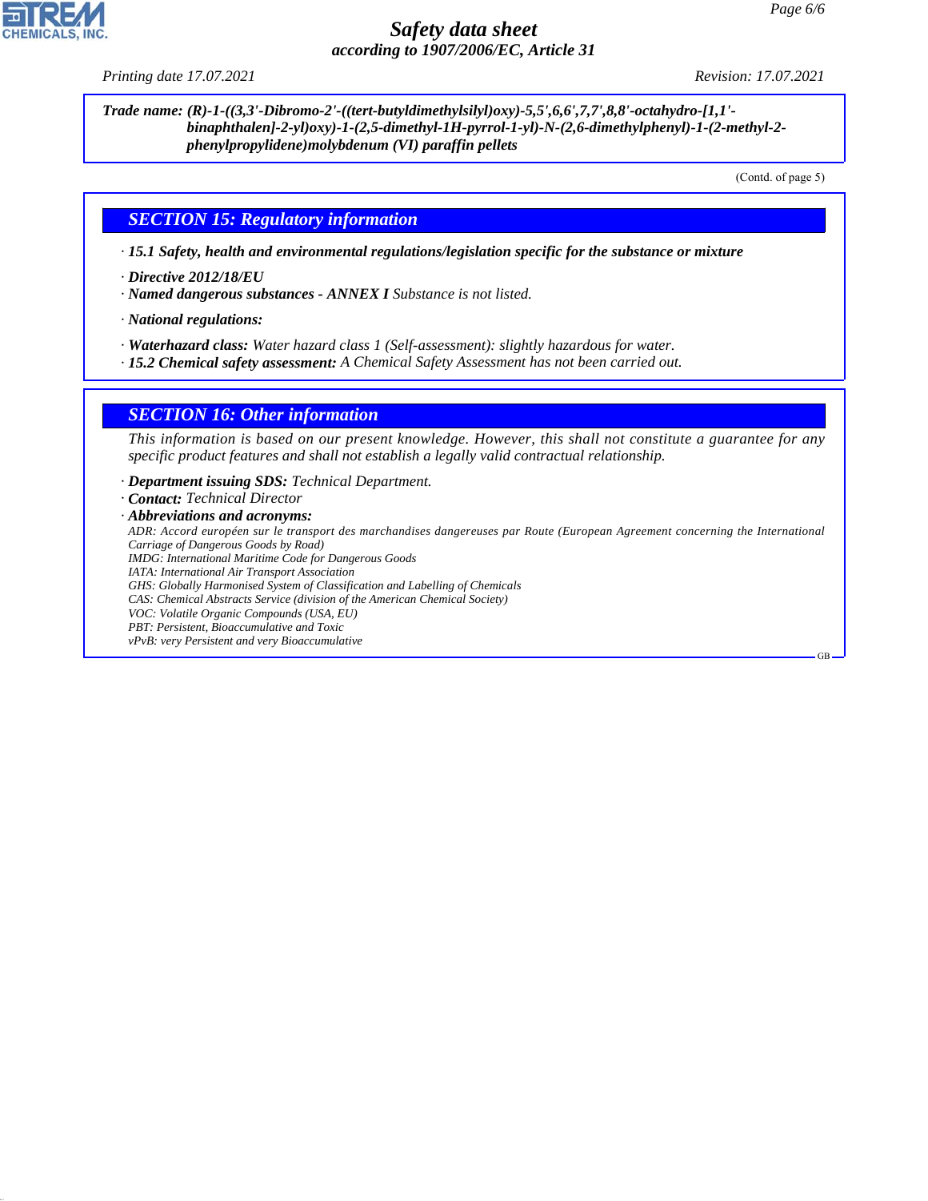**Trade name:** ***(R)-1-((3,3'-Dibromo-2'-((tert-butyldimethylsilyl)oxy)-5,5',6,6',7,7',8,8'-octahydro-[1,1'-binaphthalen]-2-yl)oxy)-1-(2,5-dimethyl-1H-pyrrol-1-yl)-N-(2,6-dimethylphenyl)-1-(2-methyl-2-phenylpropylidene)molybdenum (VI) paraffin pellets***

(Contd. of page 5)

## SECTION 15: Regulatory information

· ***15.1 Safety, health and environmental regulations/legislation specific for the substance or mixture***

· ***Directive 2012/18/EU***

· ***Named dangerous substances - ANNEX I*** *Substance is not listed.*

· ***National regulations:***

· ***Waterhazard class:*** *Water hazard class 1 (Self-assessment): slightly hazardous for water.*

· ***15.2 Chemical safety assessment:*** *A Chemical Safety Assessment has not been carried out.*

## SECTION 16: Other information

*This information is based on our present knowledge. However, this shall not constitute a guarantee for any specific product features and shall not establish a legally valid contractual relationship.*

· ***Department issuing SDS:*** *Technical Department.*

· ***Contact:*** *Technical Director*

· ***Abbreviations and acronyms:***

*ADR: Accord européen sur le transport des marchandises dangereuses par Route (European Agreement concerning the International Carriage of Dangerous Goods by Road)*
*IMDG: International Maritime Code for Dangerous Goods*
*IATA: International Air Transport Association*
*GHS: Globally Harmonised System of Classification and Labelling of Chemicals*
*CAS: Chemical Abstracts Service (division of the American Chemical Society)*
*VOC: Volatile Organic Compounds (USA, EU)*
*PBT: Persistent, Bioaccumulative and Toxic*
*vPvB: very Persistent and very Bioaccumulative*